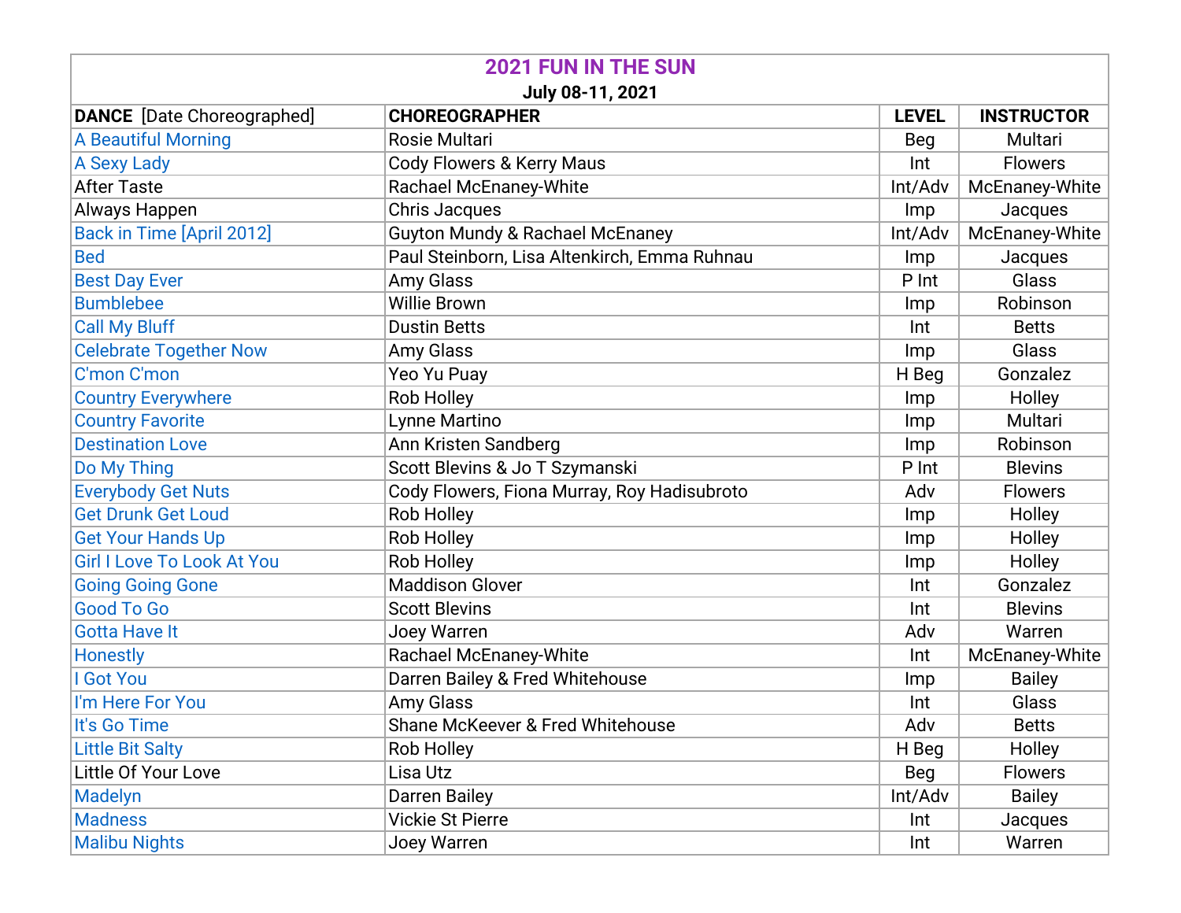# 2021 FUN IN THE SUN

**July 08-11, 2021**

| **DANCE** [Date Choreographed] | **CHOREOGRAPHER** | **LEVEL** | **INSTRUCTOR** |
|---|---|---|---|
| A Beautiful Morning | Rosie Multari | Beg | Multari |
| A Sexy Lady | Cody Flowers & Kerry Maus | Int | Flowers |
| After Taste | Rachael McEnaney-White | Int/Adv | McEnaney-White |
| Always Happen | Chris Jacques | Imp | Jacques |
| Back in Time [April 2012] | Guyton Mundy & Rachael McEnaney | Int/Adv | McEnaney-White |
| Bed | Paul Steinborn, Lisa Altenkirch, Emma Ruhnau | Imp | Jacques |
| Best Day Ever | Amy Glass | P Int | Glass |
| Bumblebee | Willie Brown | Imp | Robinson |
| Call My Bluff | Dustin Betts | Int | Betts |
| Celebrate Together Now | Amy Glass | Imp | Glass |
| C'mon C'mon | Yeo Yu Puay | H Beg | Gonzalez |
| Country Everywhere | Rob Holley | Imp | Holley |
| Country Favorite | Lynne Martino | Imp | Multari |
| Destination Love | Ann Kristen Sandberg | Imp | Robinson |
| Do My Thing | Scott Blevins & Jo T Szymanski | P Int | Blevins |
| Everybody Get Nuts | Cody Flowers, Fiona Murray, Roy Hadisubroto | Adv | Flowers |
| Get Drunk Get Loud | Rob Holley | Imp | Holley |
| Get Your Hands Up | Rob Holley | Imp | Holley |
| Girl I Love To Look At You | Rob Holley | Imp | Holley |
| Going Going Gone | Maddison Glover | Int | Gonzalez |
| Good To Go | Scott Blevins | Int | Blevins |
| Gotta Have It | Joey Warren | Adv | Warren |
| Honestly | Rachael McEnaney-White | Int | McEnaney-White |
| I Got You | Darren Bailey & Fred Whitehouse | Imp | Bailey |
| I'm Here For You | Amy Glass | Int | Glass |
| It's Go Time | Shane McKeever & Fred Whitehouse | Adv | Betts |
| Little Bit Salty | Rob Holley | H Beg | Holley |
| Little Of Your Love | Lisa Utz | Beg | Flowers |
| Madelyn | Darren Bailey | Int/Adv | Bailey |
| Madness | Vickie St Pierre | Int | Jacques |
| Malibu Nights | Joey Warren | Int | Warren |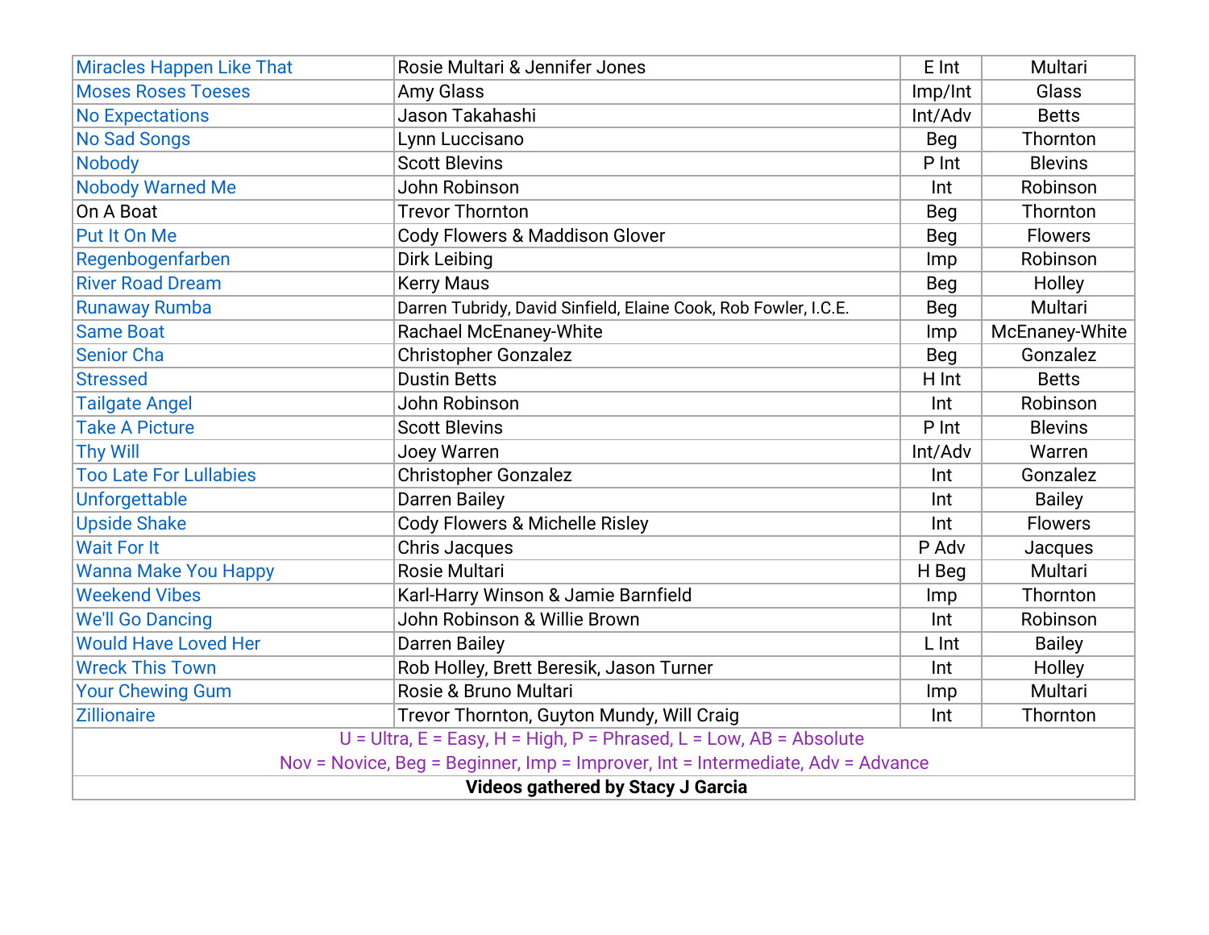| | | | |
|---|---|---|---|
| Miracles Happen Like That | Rosie Multari & Jennifer Jones | E Int | Multari |
| Moses Roses Toeses | Amy Glass | Imp/Int | Glass |
| No Expectations | Jason Takahashi | Int/Adv | Betts |
| No Sad Songs | Lynn Luccisano | Beg | Thornton |
| Nobody | Scott Blevins | P Int | Blevins |
| Nobody Warned Me | John Robinson | Int | Robinson |
| On A Boat | Trevor Thornton | Beg | Thornton |
| Put It On Me | Cody Flowers & Maddison Glover | Beg | Flowers |
| Regenbogenfarben | Dirk Leibing | Imp | Robinson |
| River Road Dream | Kerry Maus | Beg | Holley |
| Runaway Rumba | Darren Tubridy, David Sinfield, Elaine Cook, Rob Fowler, I.C.E. | Beg | Multari |
| Same Boat | Rachael McEnaney-White | Imp | McEnaney-White |
| Senior Cha | Christopher Gonzalez | Beg | Gonzalez |
| Stressed | Dustin Betts | H Int | Betts |
| Tailgate Angel | John Robinson | Int | Robinson |
| Take A Picture | Scott Blevins | P Int | Blevins |
| Thy Will | Joey Warren | Int/Adv | Warren |
| Too Late For Lullabies | Christopher Gonzalez | Int | Gonzalez |
| Unforgettable | Darren Bailey | Int | Bailey |
| Upside Shake | Cody Flowers & Michelle Risley | Int | Flowers |
| Wait For It | Chris Jacques | P Adv | Jacques |
| Wanna Make You Happy | Rosie Multari | H Beg | Multari |
| Weekend Vibes | Karl-Harry Winson & Jamie Barnfield | Imp | Thornton |
| We'll Go Dancing | John Robinson & Willie Brown | Int | Robinson |
| Would Have Loved Her | Darren Bailey | L Int | Bailey |
| Wreck This Town | Rob Holley, Brett Beresik, Jason Turner | Int | Holley |
| Your Chewing Gum | Rosie & Bruno Multari | Imp | Multari |
| Zillionaire | Trevor Thornton, Guyton Mundy, Will Craig | Int | Thornton |

U = Ultra, E = Easy, H = High, P = Phrased, L = Low, AB = Absolute

Nov = Novice, Beg = Beginner, Imp = Improver, Int = Intermediate, Adv = Advance

**Videos gathered by Stacy J Garcia**